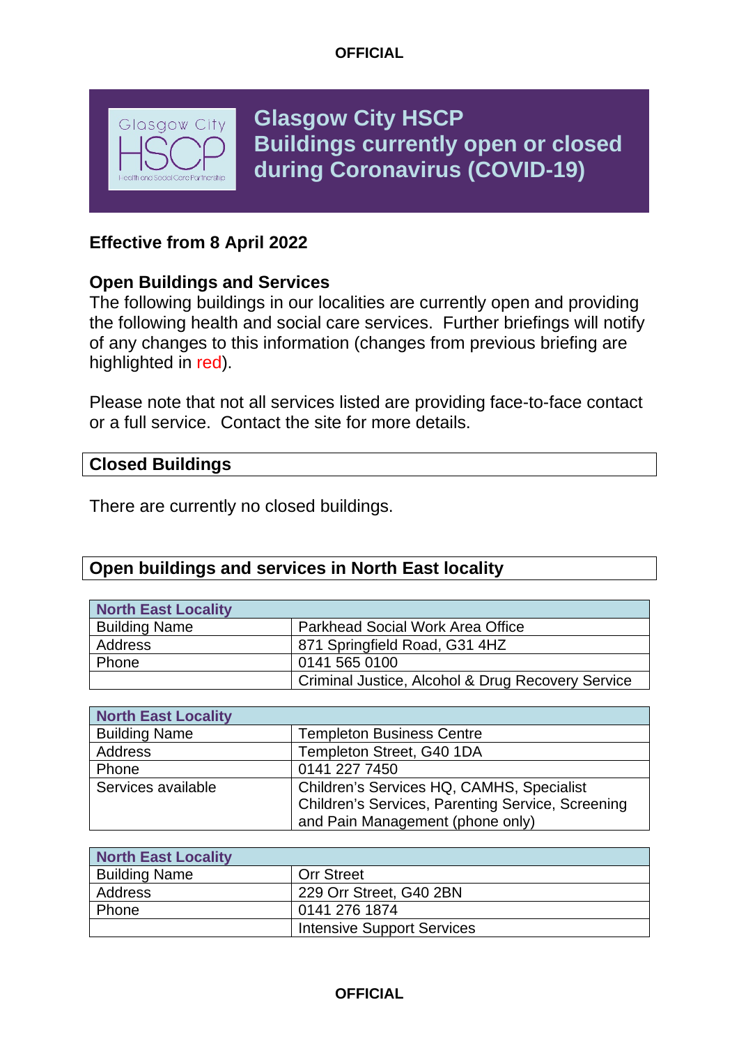# Glasgow City HSCP Buildings currently open or closed during Coronavirus (COVID-19)

**Effective from 8 April 2022**

## Open Buildings and Services

The following buildings in our localities are currently open and providing the following health and social care services. Further briefings will notify of any changes to this information (changes from previous briefing are highlighted in red).

Please note that not all services listed are providing face-to-face contact or a full service. Contact the site for more details.

## Closed Buildings

There are currently no closed buildings.

## Open buildings and services in North East locality

| North East Locality | |
|---|---|
| Building Name | Parkhead Social Work Area Office |
| Address | 871 Springfield Road, G31 4HZ |
| Phone | 0141 565 0100 |
| | Criminal Justice, Alcohol & Drug Recovery Service |

| North East Locality | |
|---|---|
| Building Name | Templeton Business Centre |
| Address | Templeton Street, G40 1DA |
| Phone | 0141 227 7450 |
| Services available | Children's Services HQ, CAMHS, Specialist Children's Services, Parenting Service, Screening and Pain Management (phone only) |

| North East Locality | |
|---|---|
| Building Name | Orr Street |
| Address | 229 Orr Street, G40 2BN |
| Phone | 0141 276 1874 |
| | Intensive Support Services |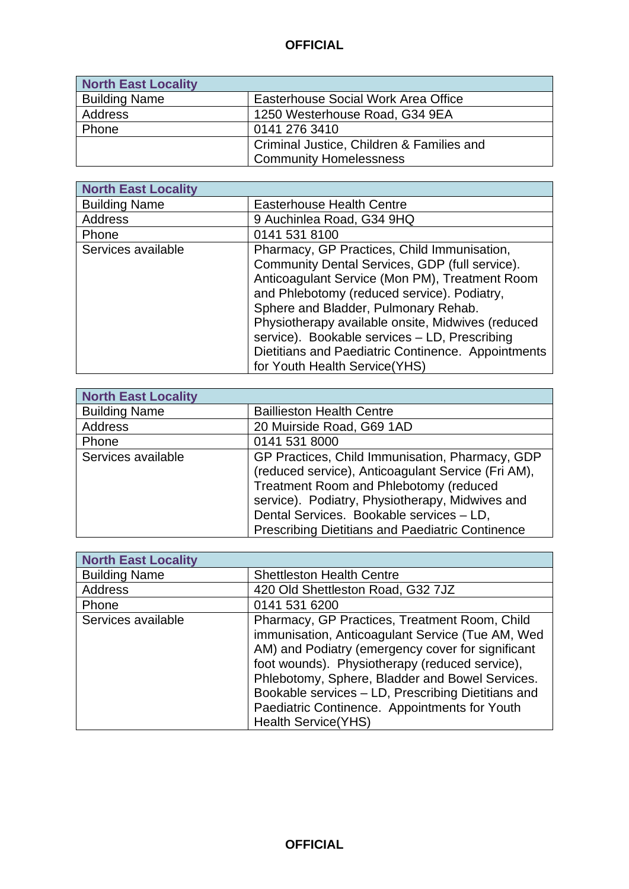| North East Locality | |
|---|---|
| Building Name | Easterhouse Social Work Area Office |
| Address | 1250 Westerhouse Road, G34 9EA |
| Phone | 0141 276 3410 |
| | Criminal Justice, Children & Families and Community Homelessness |

| North East Locality | |
|---|---|
| Building Name | Easterhouse Health Centre |
| Address | 9 Auchinlea Road, G34 9HQ |
| Phone | 0141 531 8100 |
| Services available | Pharmacy, GP Practices, Child Immunisation, Community Dental Services, GDP (full service). Anticoagulant Service (Mon PM), Treatment Room and Phlebotomy (reduced service). Podiatry, Sphere and Bladder, Pulmonary Rehab. Physiotherapy available onsite, Midwives (reduced service). Bookable services – LD, Prescribing Dietitians and Paediatric Continence. Appointments for Youth Health Service(YHS) |

| North East Locality | |
|---|---|
| Building Name | Baillieston Health Centre |
| Address | 20 Muirside Road, G69 1AD |
| Phone | 0141 531 8000 |
| Services available | GP Practices, Child Immunisation, Pharmacy, GDP (reduced service), Anticoagulant Service (Fri AM), Treatment Room and Phlebotomy (reduced service). Podiatry, Physiotherapy, Midwives and Dental Services. Bookable services – LD, Prescribing Dietitians and Paediatric Continence |

| North East Locality | |
|---|---|
| Building Name | Shettleston Health Centre |
| Address | 420 Old Shettleston Road, G32 7JZ |
| Phone | 0141 531 6200 |
| Services available | Pharmacy, GP Practices, Treatment Room, Child immunisation, Anticoagulant Service (Tue AM, Wed AM) and Podiatry (emergency cover for significant foot wounds). Physiotherapy (reduced service), Phlebotomy, Sphere, Bladder and Bowel Services. Bookable services – LD, Prescribing Dietitians and Paediatric Continence. Appointments for Youth Health Service(YHS) |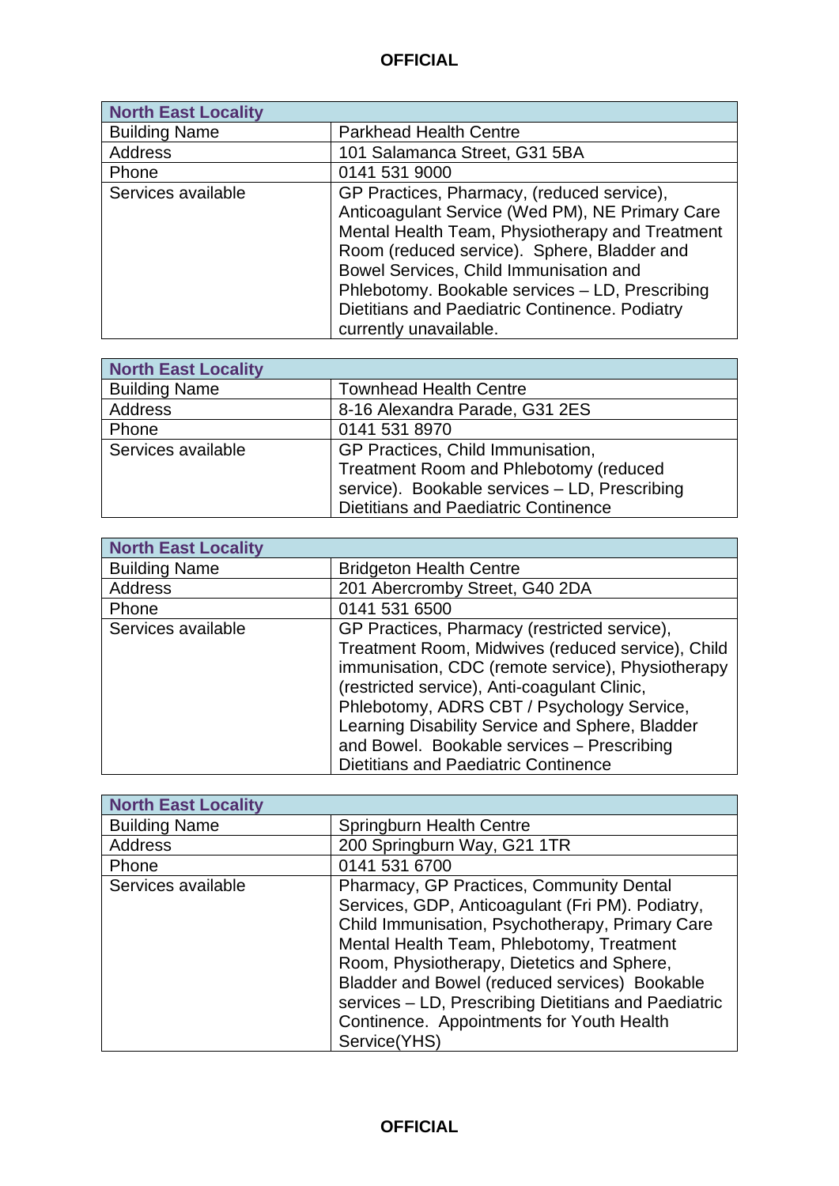| North East Locality | |
|---|---|
| Building Name | Parkhead Health Centre |
| Address | 101 Salamanca Street, G31 5BA |
| Phone | 0141 531 9000 |
| Services available | GP Practices, Pharmacy, (reduced service), Anticoagulant Service (Wed PM), NE Primary Care Mental Health Team, Physiotherapy and Treatment Room (reduced service). Sphere, Bladder and Bowel Services, Child Immunisation and Phlebotomy. Bookable services – LD, Prescribing Dietitians and Paediatric Continence. Podiatry currently unavailable. |

| North East Locality | |
|---|---|
| Building Name | Townhead Health Centre |
| Address | 8-16 Alexandra Parade, G31 2ES |
| Phone | 0141 531 8970 |
| Services available | GP Practices, Child Immunisation, Treatment Room and Phlebotomy (reduced service). Bookable services – LD, Prescribing Dietitians and Paediatric Continence |

| North East Locality | |
|---|---|
| Building Name | Bridgeton Health Centre |
| Address | 201 Abercromby Street, G40 2DA |
| Phone | 0141 531 6500 |
| Services available | GP Practices, Pharmacy (restricted service), Treatment Room, Midwives (reduced service), Child immunisation, CDC (remote service), Physiotherapy (restricted service), Anti-coagulant Clinic, Phlebotomy, ADRS CBT / Psychology Service, Learning Disability Service and Sphere, Bladder and Bowel. Bookable services – Prescribing Dietitians and Paediatric Continence |

| North East Locality | |
|---|---|
| Building Name | Springburn Health Centre |
| Address | 200 Springburn Way, G21 1TR |
| Phone | 0141 531 6700 |
| Services available | Pharmacy, GP Practices, Community Dental Services, GDP, Anticoagulant (Fri PM). Podiatry, Child Immunisation, Psychotherapy, Primary Care Mental Health Team, Phlebotomy, Treatment Room, Physiotherapy, Dietetics and Sphere, Bladder and Bowel (reduced services) Bookable services – LD, Prescribing Dietitians and Paediatric Continence. Appointments for Youth Health Service(YHS) |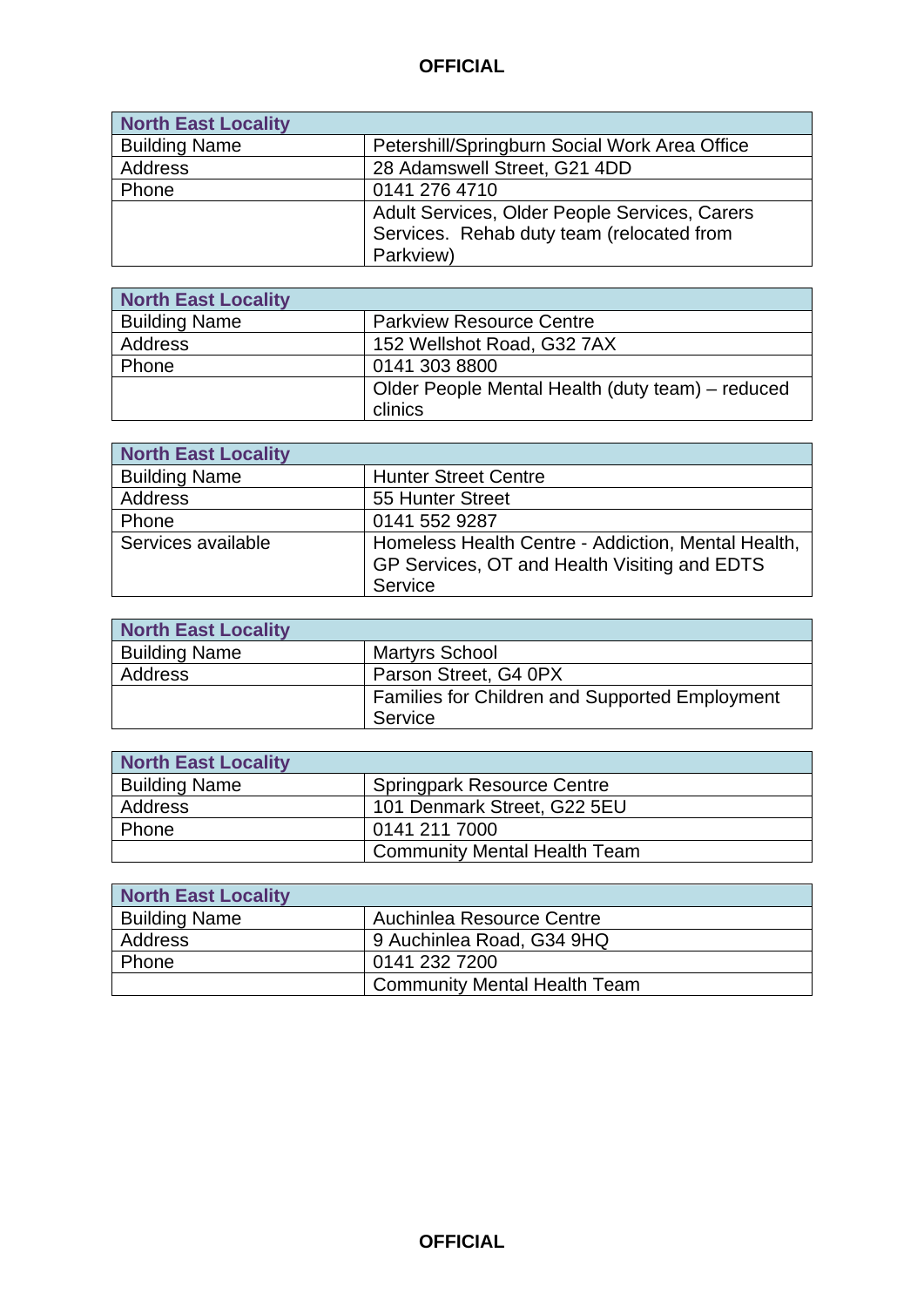| North East Locality | |
|---|---|
| Building Name | Petershill/Springburn Social Work Area Office |
| Address | 28 Adamswell Street, G21 4DD |
| Phone | 0141 276 4710 |
| | Adult Services, Older People Services, Carers Services. Rehab duty team (relocated from Parkview) |

| North East Locality | |
|---|---|
| Building Name | Parkview Resource Centre |
| Address | 152 Wellshot Road, G32 7AX |
| Phone | 0141 303 8800 |
| | Older People Mental Health (duty team) – reduced clinics |

| North East Locality | |
|---|---|
| Building Name | Hunter Street Centre |
| Address | 55 Hunter Street |
| Phone | 0141 552 9287 |
| Services available | Homeless Health Centre - Addiction, Mental Health, GP Services, OT and Health Visiting and EDTS Service |

| North East Locality | |
|---|---|
| Building Name | Martyrs School |
| Address | Parson Street, G4 0PX |
| | Families for Children and Supported Employment Service |

| North East Locality | |
|---|---|
| Building Name | Springpark Resource Centre |
| Address | 101 Denmark Street, G22 5EU |
| Phone | 0141 211 7000 |
| | Community Mental Health Team |

| North East Locality | |
|---|---|
| Building Name | Auchinlea Resource Centre |
| Address | 9 Auchinlea Road, G34 9HQ |
| Phone | 0141 232 7200 |
| | Community Mental Health Team |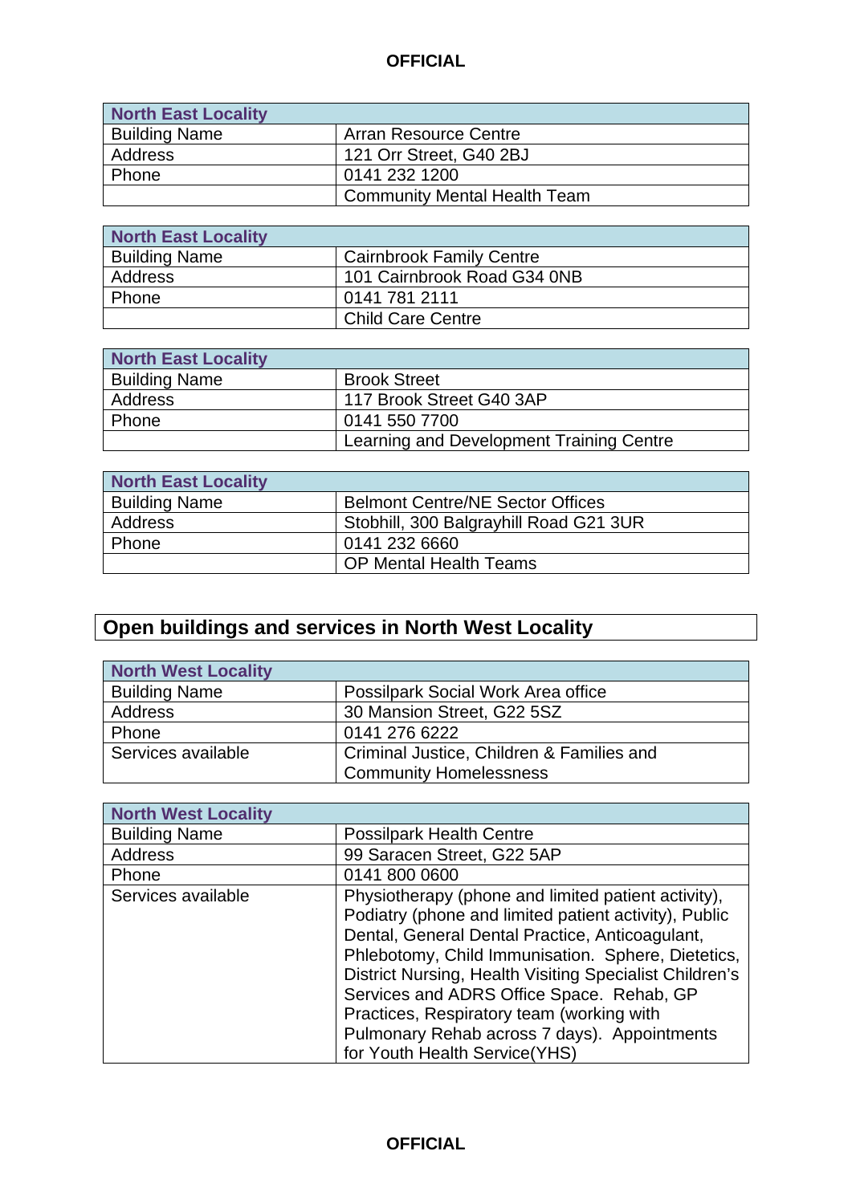| North East Locality | |
|---|---|
| Building Name | Arran Resource Centre |
| Address | 121 Orr Street, G40 2BJ |
| Phone | 0141 232 1200 |
| | Community Mental Health Team |

| North East Locality | |
|---|---|
| Building Name | Cairnbrook Family Centre |
| Address | 101 Cairnbrook Road G34 0NB |
| Phone | 0141 781 2111 |
| | Child Care Centre |

| North East Locality | |
|---|---|
| Building Name | Brook Street |
| Address | 117 Brook Street G40 3AP |
| Phone | 0141 550 7700 |
| | Learning and Development Training Centre |

| North East Locality | |
|---|---|
| Building Name | Belmont Centre/NE Sector Offices |
| Address | Stobhill, 300 Balgrayhill Road G21 3UR |
| Phone | 0141 232 6660 |
| | OP Mental Health Teams |

## Open buildings and services in North West Locality

| North West Locality | |
|---|---|
| Building Name | Possilpark Social Work Area office |
| Address | 30 Mansion Street, G22 5SZ |
| Phone | 0141 276 6222 |
| Services available | Criminal Justice, Children & Families and Community Homelessness |

| North West Locality | |
|---|---|
| Building Name | Possilpark Health Centre |
| Address | 99 Saracen Street, G22 5AP |
| Phone | 0141 800 0600 |
| Services available | Physiotherapy (phone and limited patient activity), Podiatry (phone and limited patient activity), Public Dental, General Dental Practice, Anticoagulant, Phlebotomy, Child Immunisation. Sphere, Dietetics, District Nursing, Health Visiting Specialist Children's Services and ADRS Office Space. Rehab, GP Practices, Respiratory team (working with Pulmonary Rehab across 7 days). Appointments for Youth Health Service(YHS) |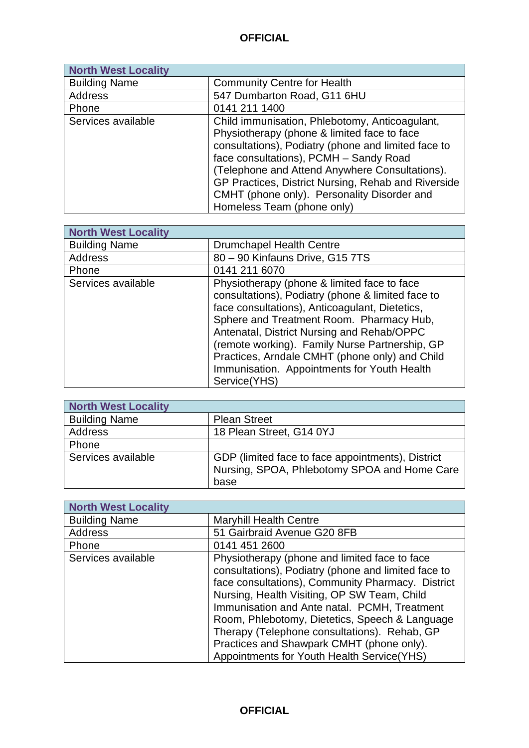| North West Locality | |
|---|---|
| Building Name | Community Centre for Health |
| Address | 547 Dumbarton Road, G11 6HU |
| Phone | 0141 211 1400 |
| Services available | Child immunisation, Phlebotomy, Anticoagulant, Physiotherapy (phone & limited face to face consultations), Podiatry (phone and limited face to face consultations), PCMH – Sandy Road (Telephone and Attend Anywhere Consultations). GP Practices, District Nursing, Rehab and Riverside CMHT (phone only). Personality Disorder and Homeless Team (phone only) |

| North West Locality | |
|---|---|
| Building Name | Drumchapel Health Centre |
| Address | 80 – 90 Kinfauns Drive, G15 7TS |
| Phone | 0141 211 6070 |
| Services available | Physiotherapy (phone & limited face to face consultations), Podiatry (phone & limited face to face consultations), Anticoagulant, Dietetics, Sphere and Treatment Room. Pharmacy Hub, Antenatal, District Nursing and Rehab/OPPC (remote working). Family Nurse Partnership, GP Practices, Arndale CMHT (phone only) and Child Immunisation. Appointments for Youth Health Service(YHS) |

| North West Locality | |
|---|---|
| Building Name | Plean Street |
| Address | 18 Plean Street, G14 0YJ |
| Phone | |
| Services available | GDP (limited face to face appointments), District Nursing, SPOA, Phlebotomy SPOA and Home Care base |

| North West Locality | |
|---|---|
| Building Name | Maryhill Health Centre |
| Address | 51 Gairbraid Avenue G20 8FB |
| Phone | 0141 451 2600 |
| Services available | Physiotherapy (phone and limited face to face consultations), Podiatry (phone and limited face to face consultations), Community Pharmacy. District Nursing, Health Visiting, OP SW Team, Child Immunisation and Ante natal. PCMH, Treatment Room, Phlebotomy, Dietetics, Speech & Language Therapy (Telephone consultations). Rehab, GP Practices and Shawpark CMHT (phone only). Appointments for Youth Health Service(YHS) |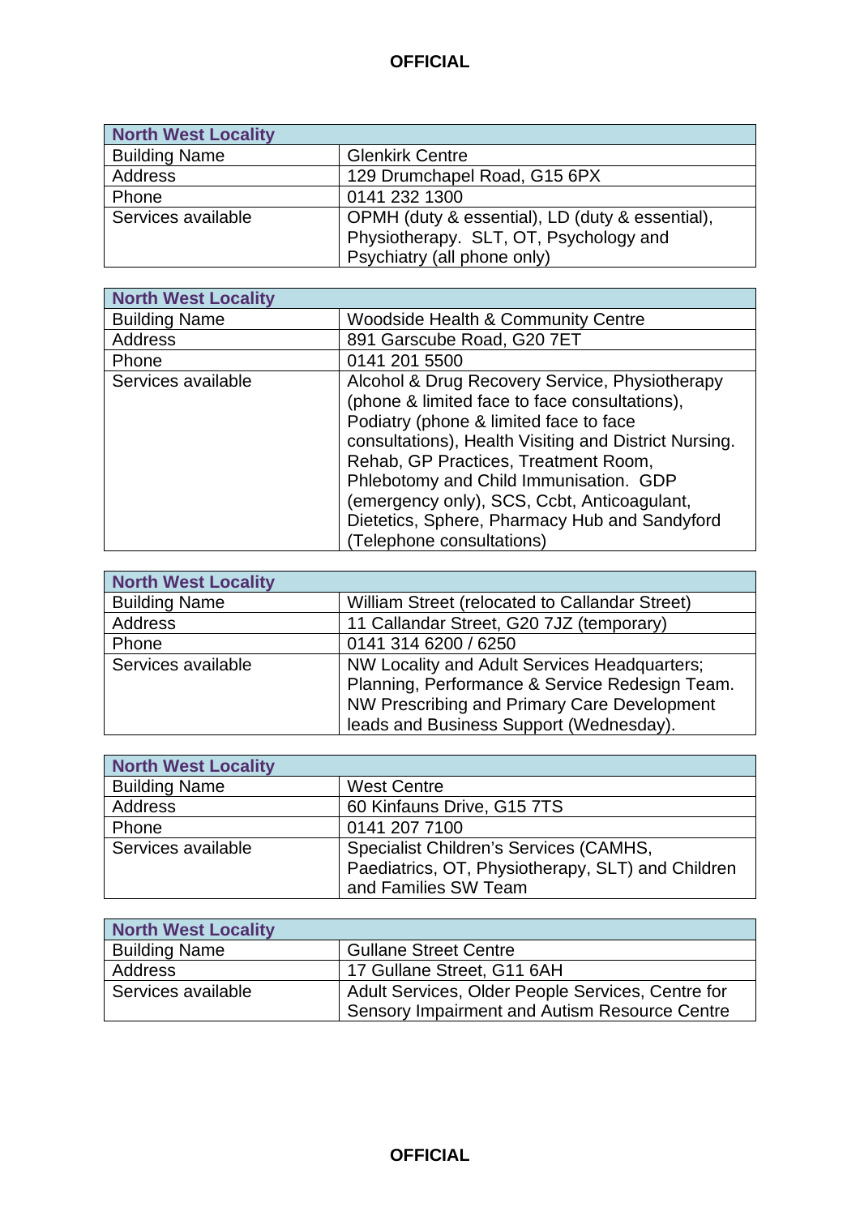| North West Locality | |
|---|---|
| Building Name | Glenkirk Centre |
| Address | 129 Drumchapel Road, G15 6PX |
| Phone | 0141 232 1300 |
| Services available | OPMH (duty & essential), LD (duty & essential), Physiotherapy. SLT, OT, Psychology and Psychiatry (all phone only) |

| North West Locality | |
|---|---|
| Building Name | Woodside Health & Community Centre |
| Address | 891 Garscube Road, G20 7ET |
| Phone | 0141 201 5500 |
| Services available | Alcohol & Drug Recovery Service, Physiotherapy (phone & limited face to face consultations), Podiatry (phone & limited face to face consultations), Health Visiting and District Nursing. Rehab, GP Practices, Treatment Room, Phlebotomy and Child Immunisation. GDP (emergency only), SCS, Ccbt, Anticoagulant, Dietetics, Sphere, Pharmacy Hub and Sandyford (Telephone consultations) |

| North West Locality | |
|---|---|
| Building Name | William Street (relocated to Callandar Street) |
| Address | 11 Callandar Street, G20 7JZ (temporary) |
| Phone | 0141 314 6200 / 6250 |
| Services available | NW Locality and Adult Services Headquarters; Planning, Performance & Service Redesign Team. NW Prescribing and Primary Care Development leads and Business Support (Wednesday). |

| North West Locality | |
|---|---|
| Building Name | West Centre |
| Address | 60 Kinfauns Drive, G15 7TS |
| Phone | 0141 207 7100 |
| Services available | Specialist Children's Services (CAMHS, Paediatrics, OT, Physiotherapy, SLT) and Children and Families SW Team |

| North West Locality | |
|---|---|
| Building Name | Gullane Street Centre |
| Address | 17 Gullane Street, G11 6AH |
| Services available | Adult Services, Older People Services, Centre for Sensory Impairment and Autism Resource Centre |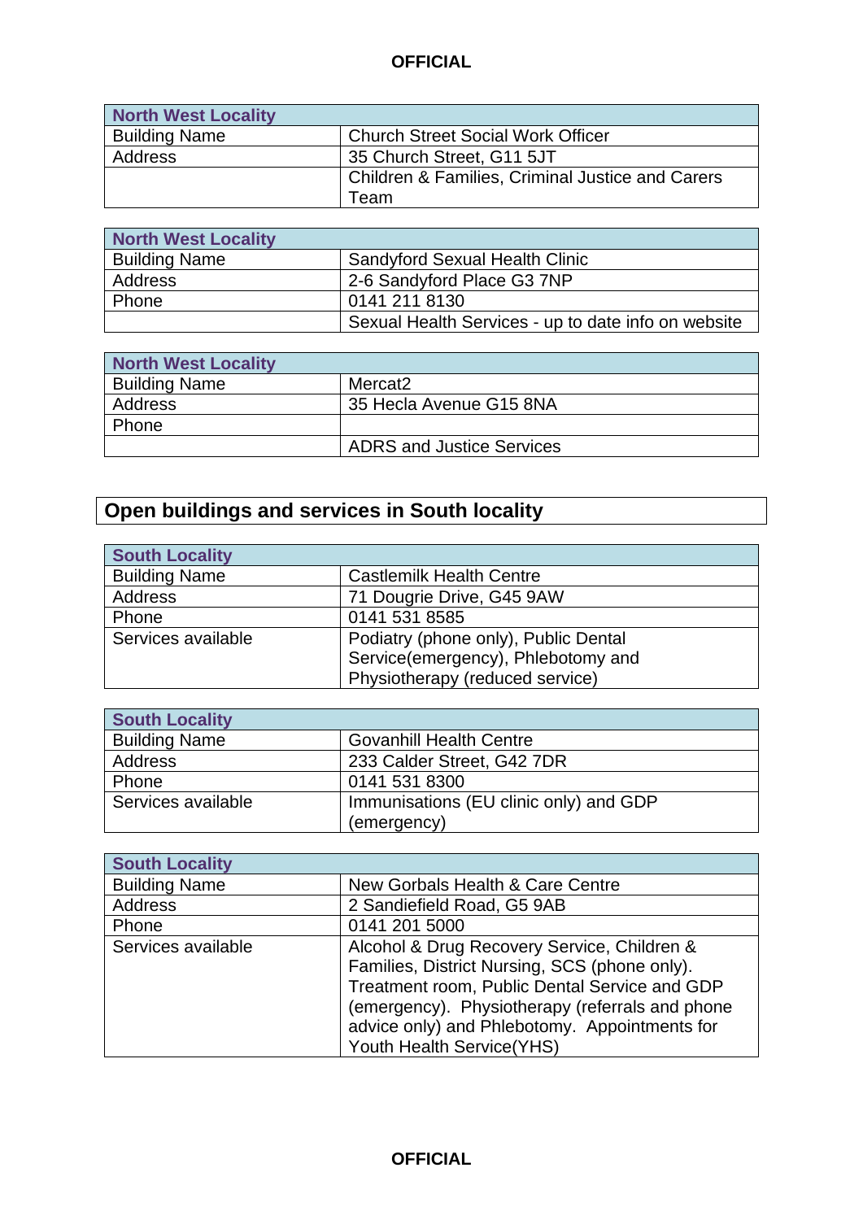| North West Locality | |
|---|---|
| Building Name | Church Street Social Work Officer |
| Address | 35 Church Street, G11 5JT |
| | Children & Families, Criminal Justice and Carers Team |

| North West Locality | |
|---|---|
| Building Name | Sandyford Sexual Health Clinic |
| Address | 2-6 Sandyford Place G3 7NP |
| Phone | 0141 211 8130 |
| | Sexual Health Services - up to date info on website |

| North West Locality | |
|---|---|
| Building Name | Mercat2 |
| Address | 35 Hecla Avenue G15 8NA |
| Phone | |
| | ADRS and Justice Services |

## Open buildings and services in South locality

| South Locality | |
|---|---|
| Building Name | Castlemilk Health Centre |
| Address | 71 Dougrie Drive, G45 9AW |
| Phone | 0141 531 8585 |
| Services available | Podiatry (phone only), Public Dental Service(emergency), Phlebotomy and Physiotherapy (reduced service) |

| South Locality | |
|---|---|
| Building Name | Govanhill Health Centre |
| Address | 233 Calder Street, G42 7DR |
| Phone | 0141 531 8300 |
| Services available | Immunisations (EU clinic only) and GDP (emergency) |

| South Locality | |
|---|---|
| Building Name | New Gorbals Health & Care Centre |
| Address | 2 Sandiefield Road, G5 9AB |
| Phone | 0141 201 5000 |
| Services available | Alcohol & Drug Recovery Service, Children & Families, District Nursing, SCS (phone only). Treatment room, Public Dental Service and GDP (emergency). Physiotherapy (referrals and phone advice only) and Phlebotomy. Appointments for Youth Health Service(YHS) |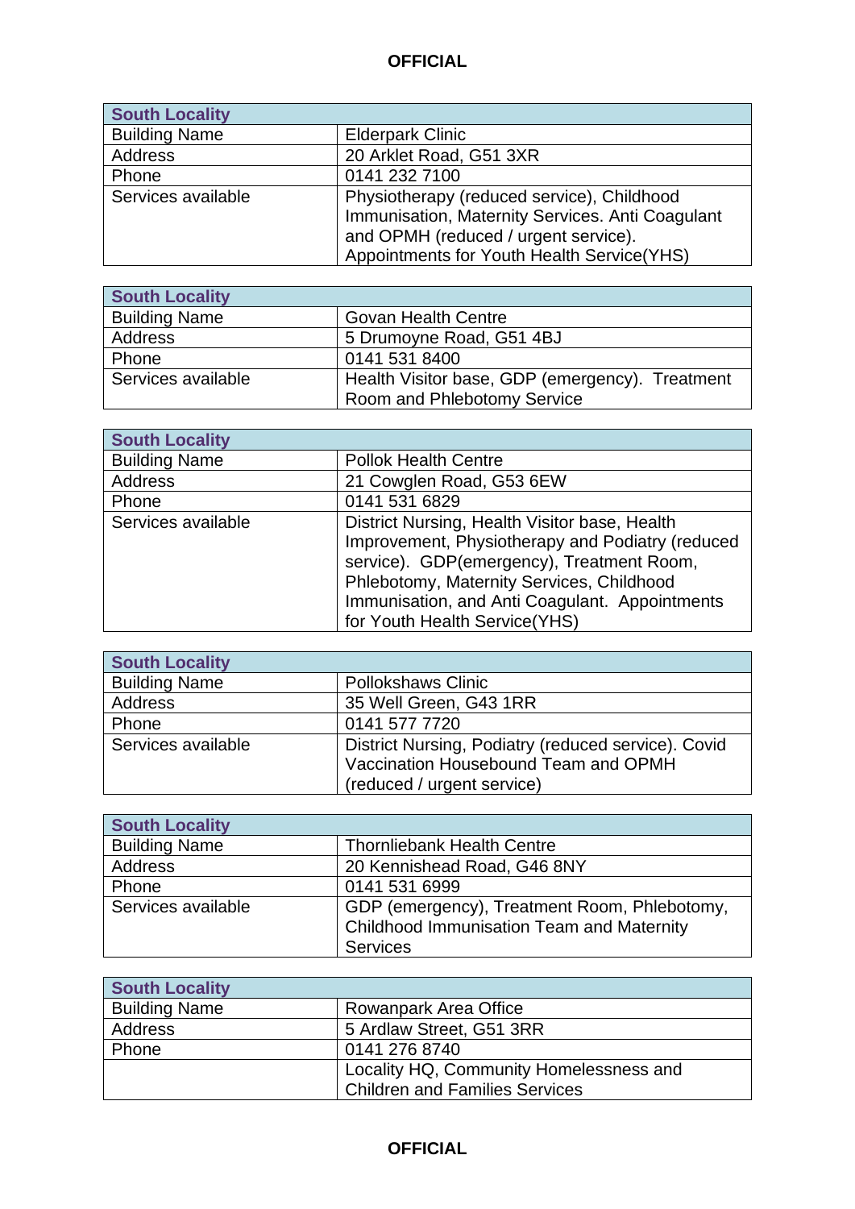| South Locality | |
|---|---|
| Building Name | Elderpark Clinic |
| Address | 20 Arklet Road, G51 3XR |
| Phone | 0141 232 7100 |
| Services available | Physiotherapy (reduced service), Childhood Immunisation, Maternity Services. Anti Coagulant and OPMH (reduced / urgent service). Appointments for Youth Health Service(YHS) |

| South Locality | |
|---|---|
| Building Name | Govan Health Centre |
| Address | 5 Drumoyne Road, G51 4BJ |
| Phone | 0141 531 8400 |
| Services available | Health Visitor base, GDP (emergency). Treatment Room and Phlebotomy Service |

| South Locality | |
|---|---|
| Building Name | Pollok Health Centre |
| Address | 21 Cowglen Road, G53 6EW |
| Phone | 0141 531 6829 |
| Services available | District Nursing, Health Visitor base, Health Improvement, Physiotherapy and Podiatry (reduced service). GDP(emergency), Treatment Room, Phlebotomy, Maternity Services, Childhood Immunisation, and Anti Coagulant. Appointments for Youth Health Service(YHS) |

| South Locality | |
|---|---|
| Building Name | Pollokshaws Clinic |
| Address | 35 Well Green, G43 1RR |
| Phone | 0141 577 7720 |
| Services available | District Nursing, Podiatry (reduced service). Covid Vaccination Housebound Team and OPMH (reduced / urgent service) |

| South Locality | |
|---|---|
| Building Name | Thornliebank Health Centre |
| Address | 20 Kennishead Road, G46 8NY |
| Phone | 0141 531 6999 |
| Services available | GDP (emergency), Treatment Room, Phlebotomy, Childhood Immunisation Team and Maternity Services |

| South Locality | |
|---|---|
| Building Name | Rowanpark Area Office |
| Address | 5 Ardlaw Street, G51 3RR |
| Phone | 0141 276 8740 |
| | Locality HQ, Community Homelessness and Children and Families Services |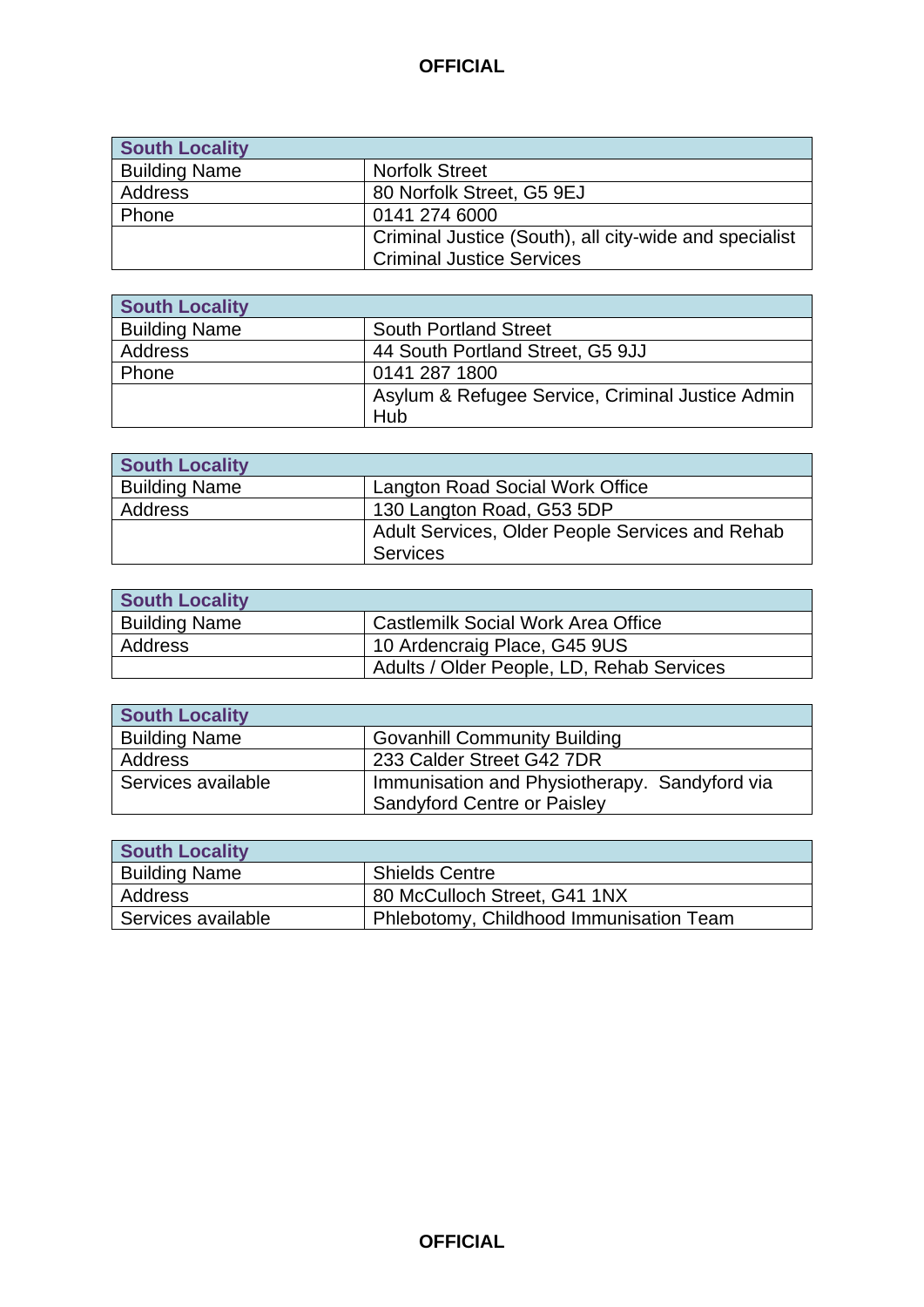| South Locality | |
|---|---|
| Building Name | Norfolk Street |
| Address | 80 Norfolk Street, G5 9EJ |
| Phone | 0141 274 6000 |
| | Criminal Justice (South), all city-wide and specialist Criminal Justice Services |

| South Locality | |
|---|---|
| Building Name | South Portland Street |
| Address | 44 South Portland Street, G5 9JJ |
| Phone | 0141 287 1800 |
| | Asylum & Refugee Service, Criminal Justice Admin Hub |

| South Locality | |
|---|---|
| Building Name | Langton Road Social Work Office |
| Address | 130 Langton Road, G53 5DP |
| | Adult Services, Older People Services and Rehab Services |

| South Locality | |
|---|---|
| Building Name | Castlemilk Social Work Area Office |
| Address | 10 Ardencraig Place, G45 9US |
| | Adults / Older People, LD, Rehab Services |

| South Locality | |
|---|---|
| Building Name | Govanhill Community Building |
| Address | 233 Calder Street G42 7DR |
| Services available | Immunisation and Physiotherapy. Sandyford via Sandyford Centre or Paisley |

| South Locality | |
|---|---|
| Building Name | Shields Centre |
| Address | 80 McCulloch Street, G41 1NX |
| Services available | Phlebotomy, Childhood Immunisation Team |